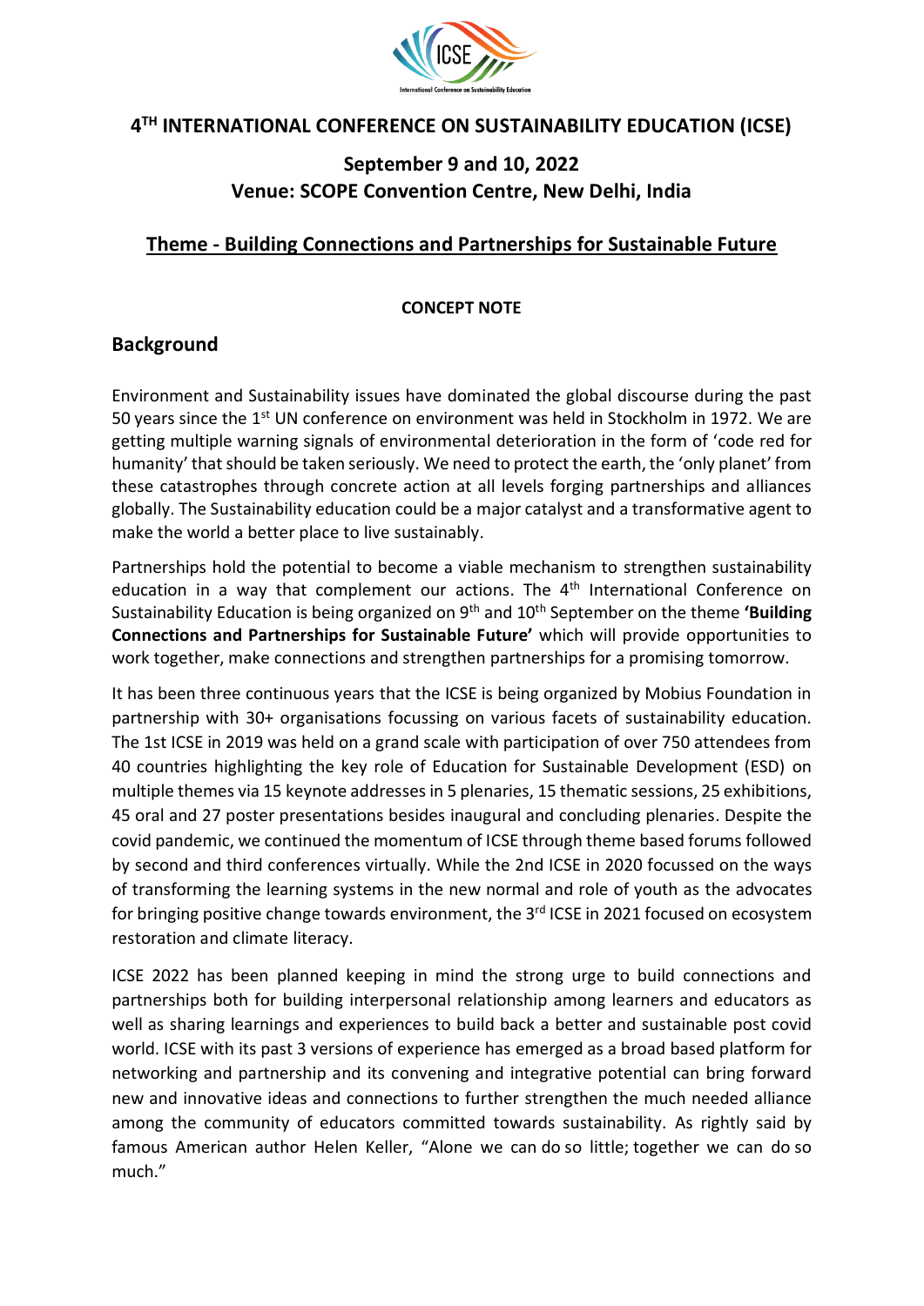# 4TH INTERNATIONAL CONFERENCE ON SUSTAINABILITY EDUCATION (ICSE)

## September 9 and 10, 2022
## Venue: SCOPE Convention Centre, New Delhi, India

## Theme - Building Connections and Partnerships for Sustainable Future

**CONCEPT NOTE**

## Background

Environment and Sustainability issues have dominated the global discourse during the past 50 years since the 1st UN conference on environment was held in Stockholm in 1972. We are getting multiple warning signals of environmental deterioration in the form of 'code red for humanity' that should be taken seriously. We need to protect the earth, the 'only planet' from these catastrophes through concrete action at all levels forging partnerships and alliances globally. The Sustainability education could be a major catalyst and a transformative agent to make the world a better place to live sustainably.

Partnerships hold the potential to become a viable mechanism to strengthen sustainability education in a way that complement our actions. The 4th International Conference on Sustainability Education is being organized on 9th and 10th September on the theme **'Building Connections and Partnerships for Sustainable Future'** which will provide opportunities to work together, make connections and strengthen partnerships for a promising tomorrow.

It has been three continuous years that the ICSE is being organized by Mobius Foundation in partnership with 30+ organisations focussing on various facets of sustainability education. The 1st ICSE in 2019 was held on a grand scale with participation of over 750 attendees from 40 countries highlighting the key role of Education for Sustainable Development (ESD) on multiple themes via 15 keynote addresses in 5 plenaries, 15 thematic sessions, 25 exhibitions, 45 oral and 27 poster presentations besides inaugural and concluding plenaries. Despite the covid pandemic, we continued the momentum of ICSE through theme based forums followed by second and third conferences virtually. While the 2nd ICSE in 2020 focussed on the ways of transforming the learning systems in the new normal and role of youth as the advocates for bringing positive change towards environment, the 3rd ICSE in 2021 focused on ecosystem restoration and climate literacy.

ICSE 2022 has been planned keeping in mind the strong urge to build connections and partnerships both for building interpersonal relationship among learners and educators as well as sharing learnings and experiences to build back a better and sustainable post covid world. ICSE with its past 3 versions of experience has emerged as a broad based platform for networking and partnership and its convening and integrative potential can bring forward new and innovative ideas and connections to further strengthen the much needed alliance among the community of educators committed towards sustainability. As rightly said by famous American author Helen Keller, "Alone we can do so little; together we can do so much."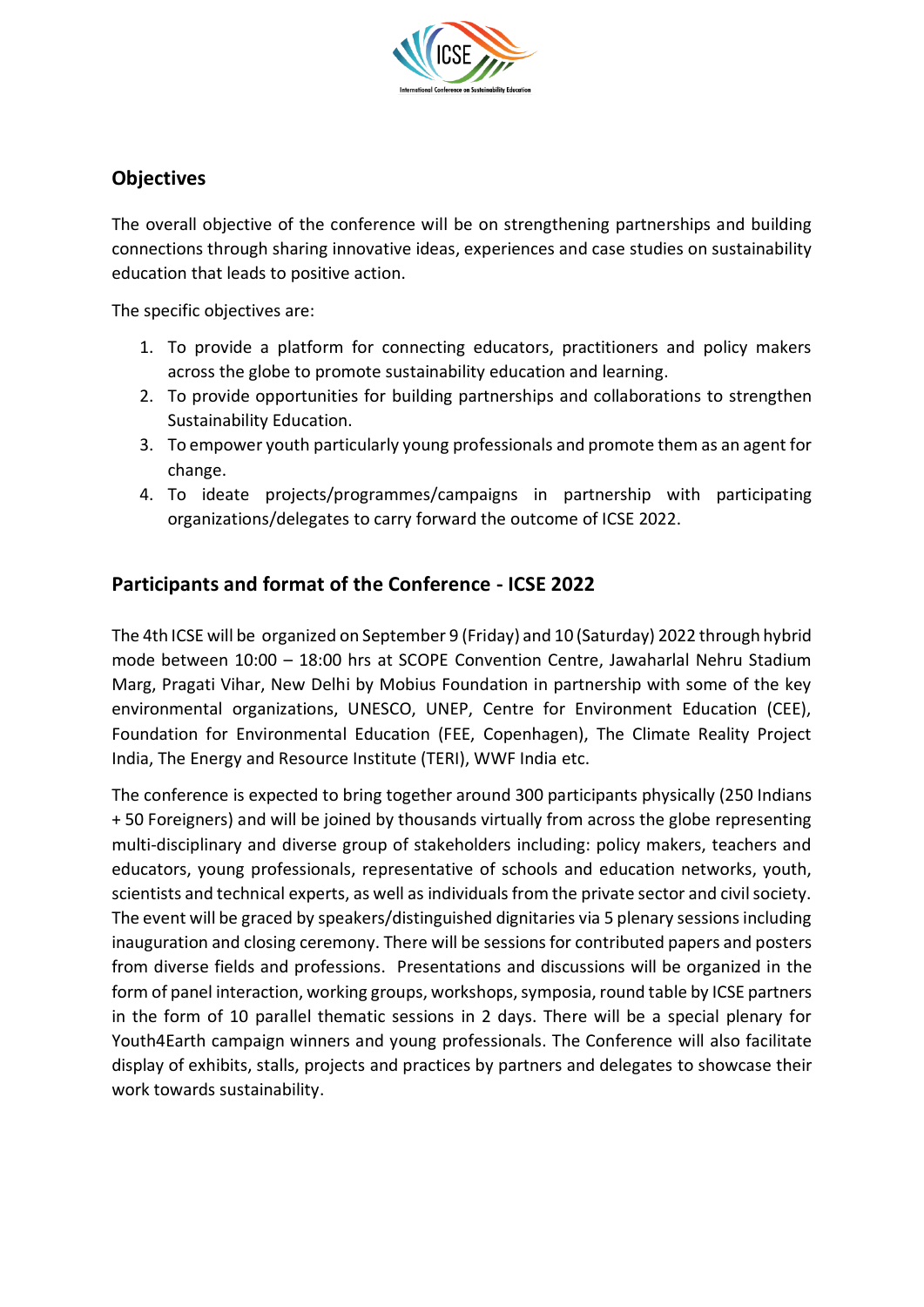## Objectives

The overall objective of the conference will be on strengthening partnerships and building connections through sharing innovative ideas, experiences and case studies on sustainability education that leads to positive action.

The specific objectives are:

1. To provide a platform for connecting educators, practitioners and policy makers across the globe to promote sustainability education and learning.
2. To provide opportunities for building partnerships and collaborations to strengthen Sustainability Education.
3. To empower youth particularly young professionals and promote them as an agent for change.
4. To ideate projects/programmes/campaigns in partnership with participating organizations/delegates to carry forward the outcome of ICSE 2022.

## Participants and format of the Conference - ICSE 2022

The 4th ICSE will be organized on September 9 (Friday) and 10 (Saturday) 2022 through hybrid mode between 10:00 – 18:00 hrs at SCOPE Convention Centre, Jawaharlal Nehru Stadium Marg, Pragati Vihar, New Delhi by Mobius Foundation in partnership with some of the key environmental organizations, UNESCO, UNEP, Centre for Environment Education (CEE), Foundation for Environmental Education (FEE, Copenhagen), The Climate Reality Project India, The Energy and Resource Institute (TERI), WWF India etc.

The conference is expected to bring together around 300 participants physically (250 Indians + 50 Foreigners) and will be joined by thousands virtually from across the globe representing multi-disciplinary and diverse group of stakeholders including: policy makers, teachers and educators, young professionals, representative of schools and education networks, youth, scientists and technical experts, as well as individuals from the private sector and civil society. The event will be graced by speakers/distinguished dignitaries via 5 plenary sessions including inauguration and closing ceremony. There will be sessions for contributed papers and posters from diverse fields and professions. Presentations and discussions will be organized in the form of panel interaction, working groups, workshops, symposia, round table by ICSE partners in the form of 10 parallel thematic sessions in 2 days. There will be a special plenary for Youth4Earth campaign winners and young professionals. The Conference will also facilitate display of exhibits, stalls, projects and practices by partners and delegates to showcase their work towards sustainability.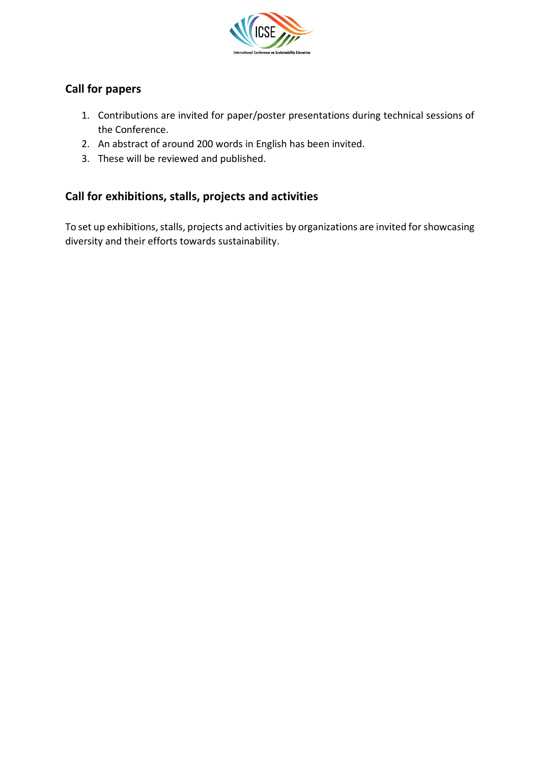## Call for papers

1. Contributions are invited for paper/poster presentations during technical sessions of the Conference.
2. An abstract of around 200 words in English has been invited.
3. These will be reviewed and published.

## Call for exhibitions, stalls, projects and activities

To set up exhibitions, stalls, projects and activities by organizations are invited for showcasing diversity and their efforts towards sustainability.